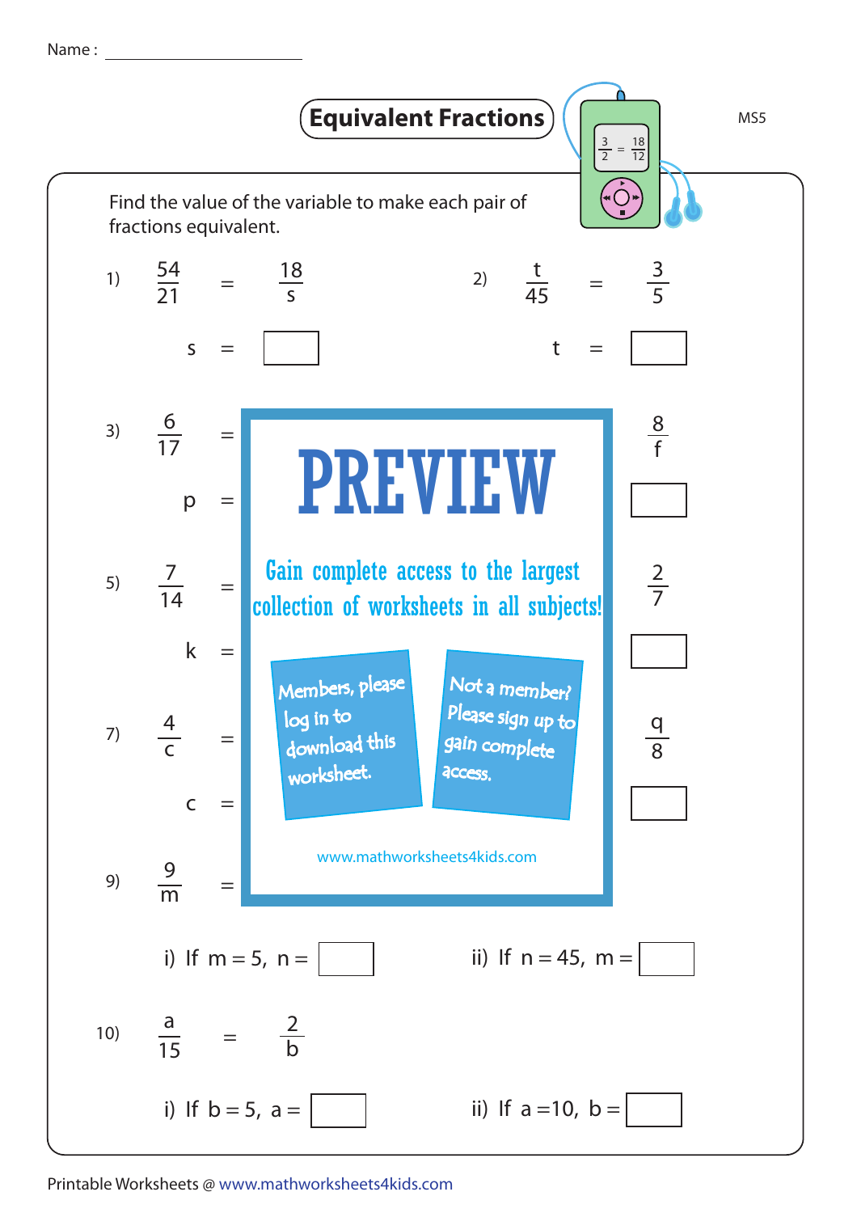Name : ____________________

# Equivalent Fractions

MS5

Find the value of the variable to make each pair of fractions equivalent.

1) $\frac{54}{21} = \frac{18}{s}$

$s =$ ☐

2) $\frac{t}{45} = \frac{3}{5}$

$t =$ ☐

3) $\frac{6}{17} = \frac{8}{f}$

$p =$ ☐

☐

5) $\frac{7}{14} = \frac{2}{7}$

$k =$ ☐

☐

7) $\frac{4}{c} = \frac{q}{8}$

$c =$ ☐

☐

9) $\frac{9}{m} =$

i) If $m = 5$, $n =$ ☐

ii) If $n = 45$, $m =$ ☐

10) $\frac{a}{15} = \frac{2}{b}$

i) If $b = 5$, $a =$ ☐

ii) If $a = 10$, $b =$ ☐

PREVIEW

Gain complete access to the largest collection of worksheets in all subjects!

Members, please log in to download this worksheet.

Not a member? Please sign up to gain complete access.

www.mathworksheets4kids.com

Printable Worksheets @ www.mathworksheets4kids.com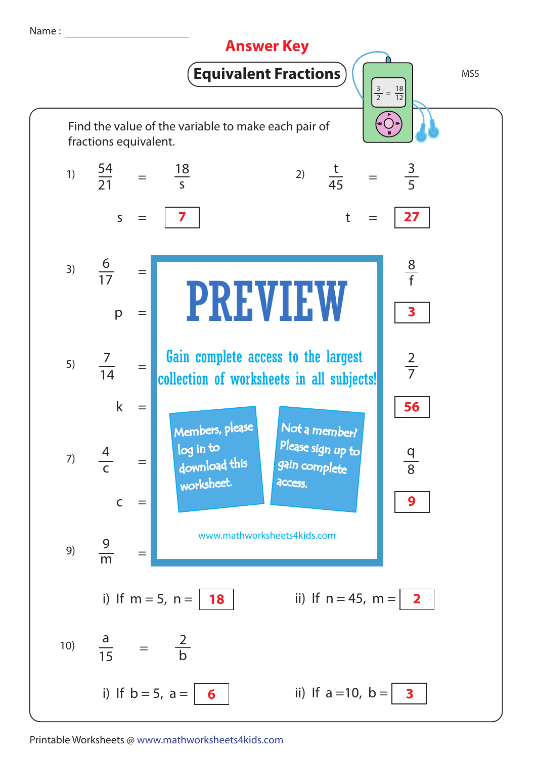Name : ______________________

**Answer Key**

# Equivalent Fractions

MS5

Find the value of the variable to make each pair of fractions equivalent.

1) $\frac{54}{21} = \frac{18}{s}$

$s =$ **7**

2) $\frac{t}{45} = \frac{3}{5}$

$t =$ **27**

3) $\frac{6}{17} =$ ... $\frac{8}{f}$

$p =$ ... **3**

5) $\frac{7}{14} =$ ... $\frac{2}{7}$

$k =$ ... **56**

7) $\frac{4}{c} =$ ... $\frac{q}{8}$

$c =$ ... **9**

9) $\frac{9}{m} =$

i) If $m = 5$, $n =$ **18**

ii) If $n = 45$, $m =$ **2**

10) $\frac{a}{15} = \frac{2}{b}$

i) If $b = 5$, $a =$ **6**

ii) If $a = 10$, $b =$ **3**

PREVIEW

Gain complete access to the largest collection of worksheets in all subjects!

Members, please log in to download this worksheet.

Not a member? Please sign up to gain complete access.

www.mathworksheets4kids.com

Printable Worksheets @ www.mathworksheets4kids.com